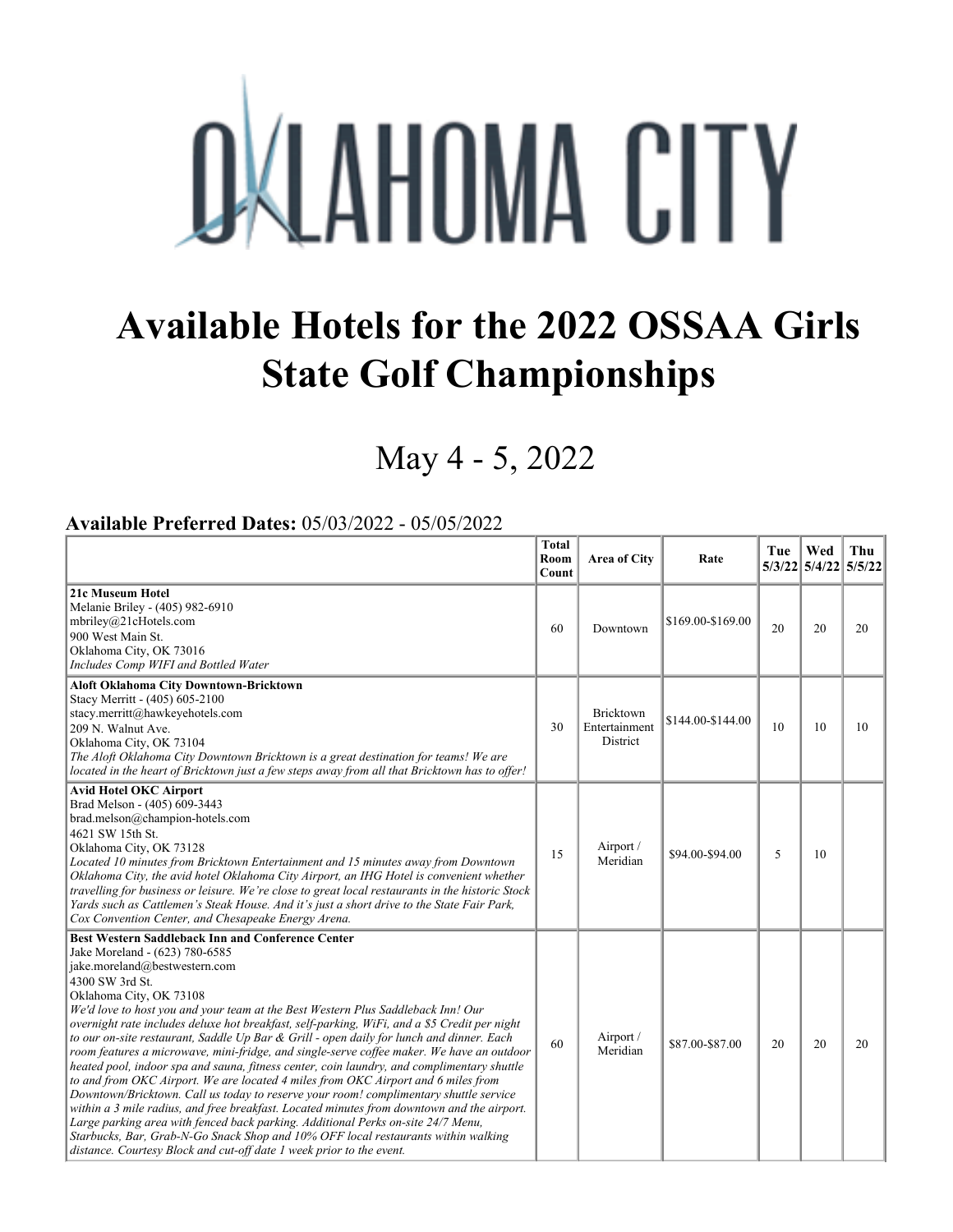# OKLAHOMA CITY

# Available Hotels for the 2022 OSSAA Girls State Golf Championships

## May 4 - 5, 2022

**Available Preferred Dates:** 05/03/2022 - 05/05/2022

| | Total Room Count | Area of City | Rate | Tue 5/3/22 | Wed 5/4/22 | Thu 5/5/22 |
|---|---|---|---|---|---|---|
| **21c Museum Hotel**<br>Melanie Briley - (405) 982-6910<br>mbriley@21cHotels.com<br>900 West Main St.<br>Oklahoma City, OK 73016<br>*Includes Comp WIFI and Bottled Water* | 60 | Downtown | $169.00-$169.00 | 20 | 20 | 20 |
| **Aloft Oklahoma City Downtown-Bricktown**<br>Stacy Merritt - (405) 605-2100<br>stacy.merritt@hawkeyehotels.com<br>209 N. Walnut Ave.<br>Oklahoma City, OK 73104<br>*The Aloft Oklahoma City Downtown Bricktown is a great destination for teams! We are located in the heart of Bricktown just a few steps away from all that Bricktown has to offer!* | 30 | Bricktown Entertainment District | $144.00-$144.00 | 10 | 10 | 10 |
| **Avid Hotel OKC Airport**<br>Brad Melson - (405) 609-3443<br>brad.melson@champion-hotels.com<br>4621 SW 15th St.<br>Oklahoma City, OK 73128<br>*Located 10 minutes from Bricktown Entertainment and 15 minutes away from Downtown Oklahoma City, the avid hotel Oklahoma City Airport, an IHG Hotel is convenient whether travelling for business or leisure. We're close to great local restaurants in the historic Stock Yards such as Cattlemen's Steak House. And it's just a short drive to the State Fair Park, Cox Convention Center, and Chesapeake Energy Arena.* | 15 | Airport / Meridian | $94.00-$94.00 | 5 | 10 | |
| **Best Western Saddleback Inn and Conference Center**<br>Jake Moreland - (623) 780-6585<br>jake.moreland@bestwestern.com<br>4300 SW 3rd St.<br>Oklahoma City, OK 73108<br>*We'd love to host you and your team at the Best Western Plus Saddleback Inn! Our overnight rate includes deluxe hot breakfast, self-parking, WiFi, and a $5 Credit per night to our on-site restaurant, Saddle Up Bar & Grill - open daily for lunch and dinner. Each room features a microwave, mini-fridge, and single-serve coffee maker. We have an outdoor heated pool, indoor spa and sauna, fitness center, coin laundry, and complimentary shuttle to and from OKC Airport. We are located 4 miles from OKC Airport and 6 miles from Downtown/Bricktown. Call us today to reserve your room! complimentary shuttle service within a 3 mile radius, and free breakfast. Located minutes from downtown and the airport. Large parking area with fenced back parking. Additional Perks on-site 24/7 Menu, Starbucks, Bar, Grab-N-Go Snack Shop and 10% OFF local restaurants within walking distance. Courtesy Block and cut-off date 1 week prior to the event.* | 60 | Airport / Meridian | $87.00-$87.00 | 20 | 20 | 20 |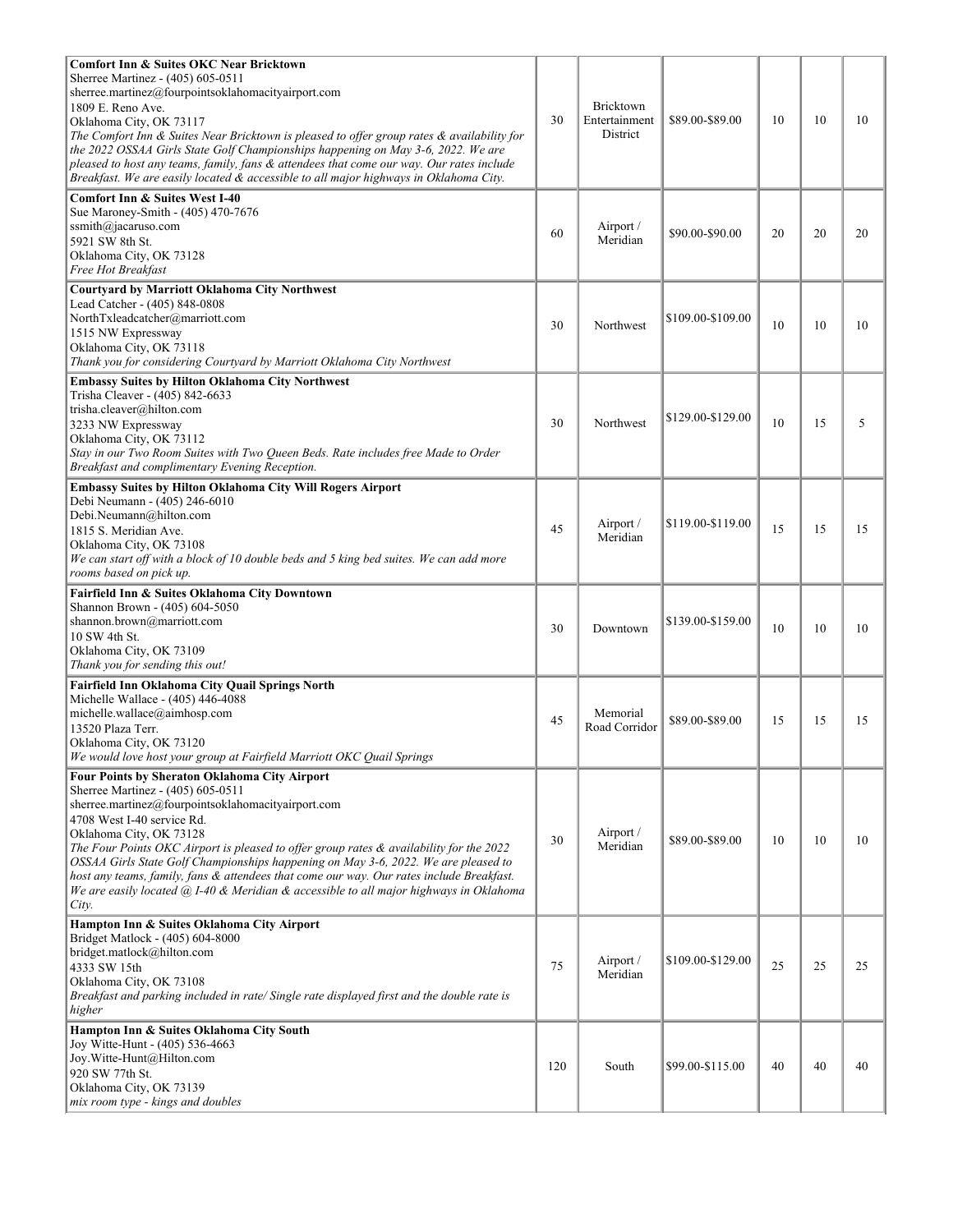| | | | | | | |
|---|---|---|---|---|---|---|
| **Comfort Inn & Suites OKC Near Bricktown**<br>Sherree Martinez - (405) 605-0511<br>sherree.martinez@fourpointsoklahomacityairport.com<br>1809 E. Reno Ave.<br>Oklahoma City, OK 73117<br>*The Comfort Inn & Suites Near Bricktown is pleased to offer group rates & availability for the 2022 OSSAA Girls State Golf Championships happening on May 3-6, 2022. We are pleased to host any teams, family, fans & attendees that come our way. Our rates include Breakfast. We are easily located & accessible to all major highways in Oklahoma City.* | 30 | Bricktown Entertainment District | $89.00-$89.00 | 10 | 10 | 10 |
| **Comfort Inn & Suites West I-40**<br>Sue Maroney-Smith - (405) 470-7676<br>ssmith@jacaruso.com<br>5921 SW 8th St.<br>Oklahoma City, OK 73128<br>*Free Hot Breakfast* | 60 | Airport / Meridian | $90.00-$90.00 | 20 | 20 | 20 |
| **Courtyard by Marriott Oklahoma City Northwest**<br>Lead Catcher - (405) 848-0808<br>NorthTxleadcatcher@marriott.com<br>1515 NW Expressway<br>Oklahoma City, OK 73118<br>*Thank you for considering Courtyard by Marriott Oklahoma City Northwest* | 30 | Northwest | $109.00-$109.00 | 10 | 10 | 10 |
| **Embassy Suites by Hilton Oklahoma City Northwest**<br>Trisha Cleaver - (405) 842-6633<br>trisha.cleaver@hilton.com<br>3233 NW Expressway<br>Oklahoma City, OK 73112<br>*Stay in our Two Room Suites with Two Queen Beds. Rate includes free Made to Order Breakfast and complimentary Evening Reception.* | 30 | Northwest | $129.00-$129.00 | 10 | 15 | 5 |
| **Embassy Suites by Hilton Oklahoma City Will Rogers Airport**<br>Debi Neumann - (405) 246-6010<br>Debi.Neumann@hilton.com<br>1815 S. Meridian Ave.<br>Oklahoma City, OK 73108<br>*We can start off with a block of 10 double beds and 5 king bed suites. We can add more rooms based on pick up.* | 45 | Airport / Meridian | $119.00-$119.00 | 15 | 15 | 15 |
| **Fairfield Inn & Suites Oklahoma City Downtown**<br>Shannon Brown - (405) 604-5050<br>shannon.brown@marriott.com<br>10 SW 4th St.<br>Oklahoma City, OK 73109<br>*Thank you for sending this out!* | 30 | Downtown | $139.00-$159.00 | 10 | 10 | 10 |
| **Fairfield Inn Oklahoma City Quail Springs North**<br>Michelle Wallace - (405) 446-4088<br>michelle.wallace@aimhosp.com<br>13520 Plaza Terr.<br>Oklahoma City, OK 73120<br>*We would love host your group at Fairfield Marriott OKC Quail Springs* | 45 | Memorial Road Corridor | $89.00-$89.00 | 15 | 15 | 15 |
| **Four Points by Sheraton Oklahoma City Airport**<br>Sherree Martinez - (405) 605-0511<br>sherree.martinez@fourpointsoklahomacityairport.com<br>4708 West I-40 service Rd.<br>Oklahoma City, OK 73128<br>*The Four Points OKC Airport is pleased to offer group rates & availability for the 2022 OSSAA Girls State Golf Championships happening on May 3-6, 2022. We are pleased to host any teams, family, fans & attendees that come our way. Our rates include Breakfast. We are easily located @ I-40 & Meridian & accessible to all major highways in Oklahoma City.* | 30 | Airport / Meridian | $89.00-$89.00 | 10 | 10 | 10 |
| **Hampton Inn & Suites Oklahoma City Airport**<br>Bridget Matlock - (405) 604-8000<br>bridget.matlock@hilton.com<br>4333 SW 15th<br>Oklahoma City, OK 73108<br>*Breakfast and parking included in rate/ Single rate displayed first and the double rate is higher* | 75 | Airport / Meridian | $109.00-$129.00 | 25 | 25 | 25 |
| **Hampton Inn & Suites Oklahoma City South**<br>Joy Witte-Hunt - (405) 536-4663<br>Joy.Witte-Hunt@Hilton.com<br>920 SW 77th St.<br>Oklahoma City, OK 73139<br>*mix room type - kings and doubles* | 120 | South | $99.00-$115.00 | 40 | 40 | 40 |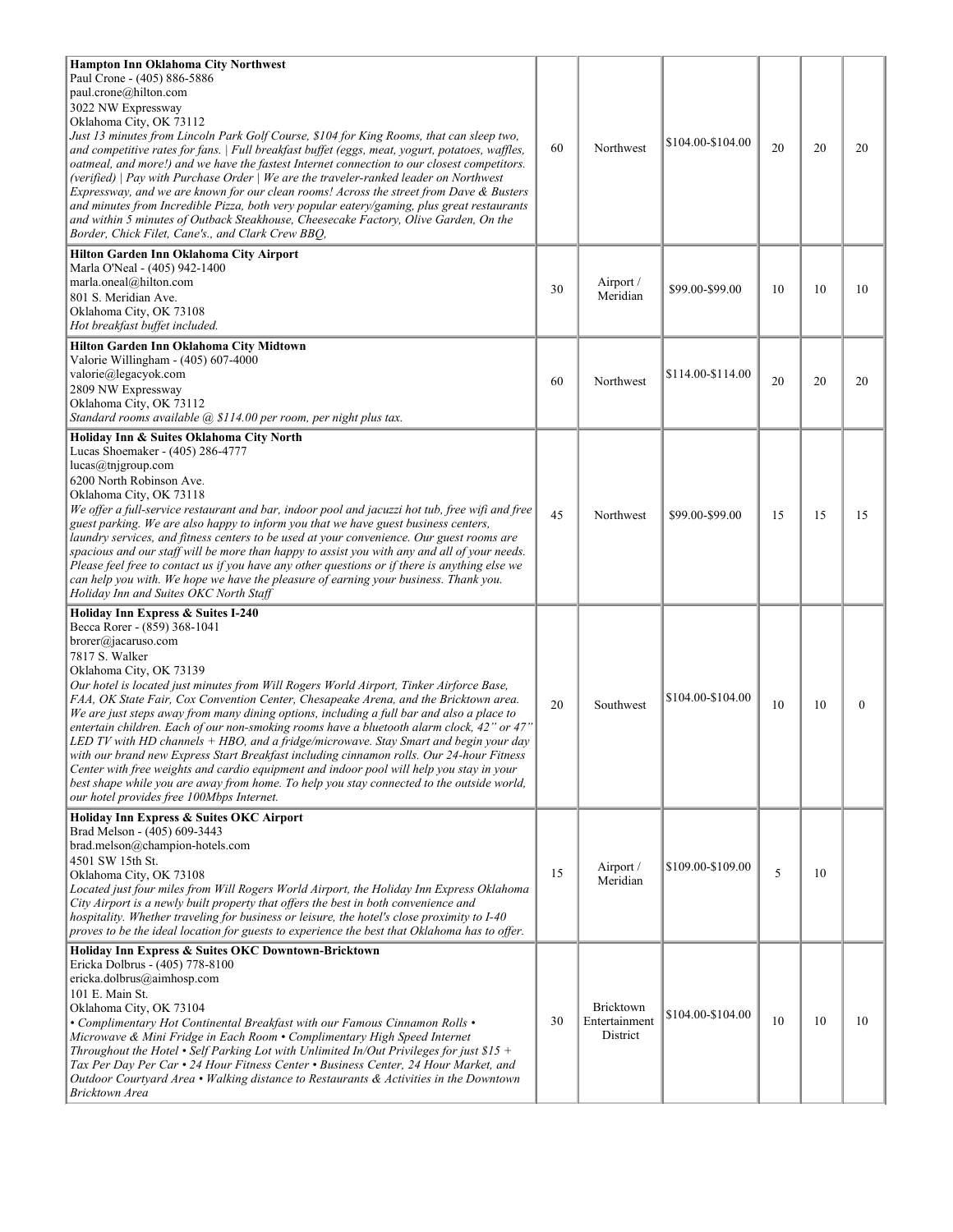| | | | | | | |
|---|---|---|---|---|---|---|
| **Hampton Inn Oklahoma City Northwest**<br>Paul Crone - (405) 886-5886<br>paul.crone@hilton.com<br>3022 NW Expressway<br>Oklahoma City, OK 73112<br>*Just 13 minutes from Lincoln Park Golf Course, $104 for King Rooms, that can sleep two, and competitive rates for fans. \| Full breakfast buffet (eggs, meat, yogurt, potatoes, waffles, oatmeal, and more!) and we have the fastest Internet connection to our closest competitors. (verified) \| Pay with Purchase Order \| We are the traveler-ranked leader on Northwest Expressway, and we are known for our clean rooms! Across the street from Dave & Busters and minutes from Incredible Pizza, both very popular eatery/gaming, plus great restaurants and within 5 minutes of Outback Steakhouse, Cheesecake Factory, Olive Garden, On the Border, Chick Filet, Cane's., and Clark Crew BBQ,* | 60 | Northwest | $104.00-$104.00 | 20 | 20 | 20 |
| **Hilton Garden Inn Oklahoma City Airport**<br>Marla O'Neal - (405) 942-1400<br>marla.oneal@hilton.com<br>801 S. Meridian Ave.<br>Oklahoma City, OK 73108<br>*Hot breakfast buffet included.* | 30 | Airport / Meridian | $99.00-$99.00 | 10 | 10 | 10 |
| **Hilton Garden Inn Oklahoma City Midtown**<br>Valorie Willingham - (405) 607-4000<br>valorie@legacyok.com<br>2809 NW Expressway<br>Oklahoma City, OK 73112<br>*Standard rooms available @ $114.00 per room, per night plus tax.* | 60 | Northwest | $114.00-$114.00 | 20 | 20 | 20 |
| **Holiday Inn & Suites Oklahoma City North**<br>Lucas Shoemaker - (405) 286-4777<br>lucas@tnjgroup.com<br>6200 North Robinson Ave.<br>Oklahoma City, OK 73118<br>*We offer a full-service restaurant and bar, indoor pool and jacuzzi hot tub, free wifi and free guest parking. We are also happy to inform you that we have guest business centers, laundry services, and fitness centers to be used at your convenience. Our guest rooms are spacious and our staff will be more than happy to assist you with any and all of your needs. Please feel free to contact us if you have any other questions or if there is anything else we can help you with. We hope we have the pleasure of earning your business. Thank you. Holiday Inn and Suites OKC North Staff* | 45 | Northwest | $99.00-$99.00 | 15 | 15 | 15 |
| **Holiday Inn Express & Suites I-240**<br>Becca Rorer - (859) 368-1041<br>brorer@jacaruso.com<br>7817 S. Walker<br>Oklahoma City, OK 73139<br>*Our hotel is located just minutes from Will Rogers World Airport, Tinker Airforce Base, FAA, OK State Fair, Cox Convention Center, Chesapeake Arena, and the Bricktown area. We are just steps away from many dining options, including a full bar and also a place to entertain children. Each of our non-smoking rooms have a bluetooth alarm clock, 42" or 47" LED TV with HD channels + HBO, and a fridge/microwave. Stay Smart and begin your day with our brand new Express Start Breakfast including cinnamon rolls. Our 24-hour Fitness Center with free weights and cardio equipment and indoor pool will help you stay in your best shape while you are away from home. To help you stay connected to the outside world, our hotel provides free 100Mbps Internet.* | 20 | Southwest | $104.00-$104.00 | 10 | 10 | 0 |
| **Holiday Inn Express & Suites OKC Airport**<br>Brad Melson - (405) 609-3443<br>brad.melson@champion-hotels.com<br>4501 SW 15th St.<br>Oklahoma City, OK 73108<br>*Located just four miles from Will Rogers World Airport, the Holiday Inn Express Oklahoma City Airport is a newly built property that offers the best in both convenience and hospitality. Whether traveling for business or leisure, the hotel's close proximity to I-40 proves to be the ideal location for guests to experience the best that Oklahoma has to offer.* | 15 | Airport / Meridian | $109.00-$109.00 | 5 | 10 | |
| **Holiday Inn Express & Suites OKC Downtown-Bricktown**<br>Ericka Dolbrus - (405) 778-8100<br>ericka.dolbrus@aimhosp.com<br>101 E. Main St.<br>Oklahoma City, OK 73104<br>*• Complimentary Hot Continental Breakfast with our Famous Cinnamon Rolls • Microwave & Mini Fridge in Each Room • Complimentary High Speed Internet Throughout the Hotel • Self Parking Lot with Unlimited In/Out Privileges for just $15 + Tax Per Day Per Car • 24 Hour Fitness Center • Business Center, 24 Hour Market, and Outdoor Courtyard Area • Walking distance to Restaurants & Activities in the Downtown Bricktown Area* | 30 | Bricktown Entertainment District | $104.00-$104.00 | 10 | 10 | 10 |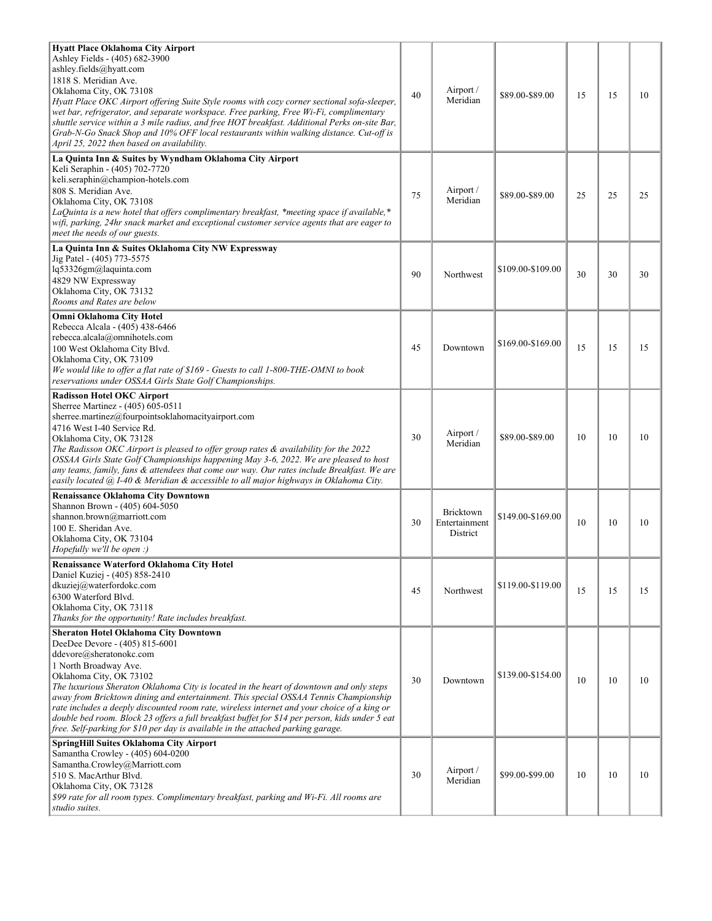| Hotel | Rooms | Area | Rate | | | |
|---|---|---|---|---|---|---|
| **Hyatt Place Oklahoma City Airport**<br>Ashley Fields - (405) 682-3900<br>ashley.fields@hyatt.com<br>1818 S. Meridian Ave.<br>Oklahoma City, OK 73108<br>*Hyatt Place OKC Airport offering Suite Style rooms with cozy corner sectional sofa-sleeper, wet bar, refrigerator, and separate workspace. Free parking, Free Wi-Fi, complimentary shuttle service within a 3 mile radius, and free HOT breakfast. Additional Perks on-site Bar, Grab-N-Go Snack Shop and 10% OFF local restaurants within walking distance. Cut-off is April 25, 2022 then based on availability.* | 40 | Airport / Meridian | $89.00-$89.00 | 15 | 15 | 10 |
| **La Quinta Inn & Suites by Wyndham Oklahoma City Airport**<br>Keli Seraphin - (405) 702-7720<br>keli.seraphin@champion-hotels.com<br>808 S. Meridian Ave.<br>Oklahoma City, OK 73108<br>*LaQuinta is a new hotel that offers complimentary breakfast, *meeting space if available,* wifi, parking, 24hr snack market and exceptional customer service agents that are eager to meet the needs of our guests.* | 75 | Airport / Meridian | $89.00-$89.00 | 25 | 25 | 25 |
| **La Quinta Inn & Suites Oklahoma City NW Expressway**<br>Jig Patel - (405) 773-5575<br>lq53326gm@laquinta.com<br>4829 NW Expressway<br>Oklahoma City, OK 73132<br>*Rooms and Rates are below* | 90 | Northwest | $109.00-$109.00 | 30 | 30 | 30 |
| **Omni Oklahoma City Hotel**<br>Rebecca Alcala - (405) 438-6466<br>rebecca.alcala@omnihotels.com<br>100 West Oklahoma City Blvd.<br>Oklahoma City, OK 73109<br>*We would like to offer a flat rate of $169 - Guests to call 1-800-THE-OMNI to book reservations under OSSAA Girls State Golf Championships.* | 45 | Downtown | $169.00-$169.00 | 15 | 15 | 15 |
| **Radisson Hotel OKC Airport**<br>Sherree Martinez - (405) 605-0511<br>sherree.martinez@fourpointsoklahomacityairport.com<br>4716 West I-40 Service Rd.<br>Oklahoma City, OK 73128<br>*The Radisson OKC Airport is pleased to offer group rates & availability for the 2022 OSSAA Girls State Golf Championships happening May 3-6, 2022. We are pleased to host any teams, family, fans & attendees that come our way. Our rates include Breakfast. We are easily located @ I-40 & Meridian & accessible to all major highways in Oklahoma City.* | 30 | Airport / Meridian | $89.00-$89.00 | 10 | 10 | 10 |
| **Renaissance Oklahoma City Downtown**<br>Shannon Brown - (405) 604-5050<br>shannon.brown@marriott.com<br>100 E. Sheridan Ave.<br>Oklahoma City, OK 73104<br>*Hopefully we'll be open :)* | 30 | Bricktown Entertainment District | $149.00-$169.00 | 10 | 10 | 10 |
| **Renaissance Waterford Oklahoma City Hotel**<br>Daniel Kuziej - (405) 858-2410<br>dkuziej@waterfordokc.com<br>6300 Waterford Blvd.<br>Oklahoma City, OK 73118<br>*Thanks for the opportunity! Rate includes breakfast.* | 45 | Northwest | $119.00-$119.00 | 15 | 15 | 15 |
| **Sheraton Hotel Oklahoma City Downtown**<br>DeeDee Devore - (405) 815-6001<br>ddevore@sheratonokc.com<br>1 North Broadway Ave.<br>Oklahoma City, OK 73102<br>*The luxurious Sheraton Oklahoma City is located in the heart of downtown and only steps away from Bricktown dining and entertainment. This special OSSAA Tennis Championship rate includes a deeply discounted room rate, wireless internet and your choice of a king or double bed room. Block 23 offers a full breakfast buffet for $14 per person, kids under 5 eat free. Self-parking for $10 per day is available in the attached parking garage.* | 30 | Downtown | $139.00-$154.00 | 10 | 10 | 10 |
| **SpringHill Suites Oklahoma City Airport**<br>Samantha Crowley - (405) 604-0200<br>Samantha.Crowley@Marriott.com<br>510 S. MacArthur Blvd.<br>Oklahoma City, OK 73128<br>*$99 rate for all room types. Complimentary breakfast, parking and Wi-Fi. All rooms are studio suites.* | 30 | Airport / Meridian | $99.00-$99.00 | 10 | 10 | 10 |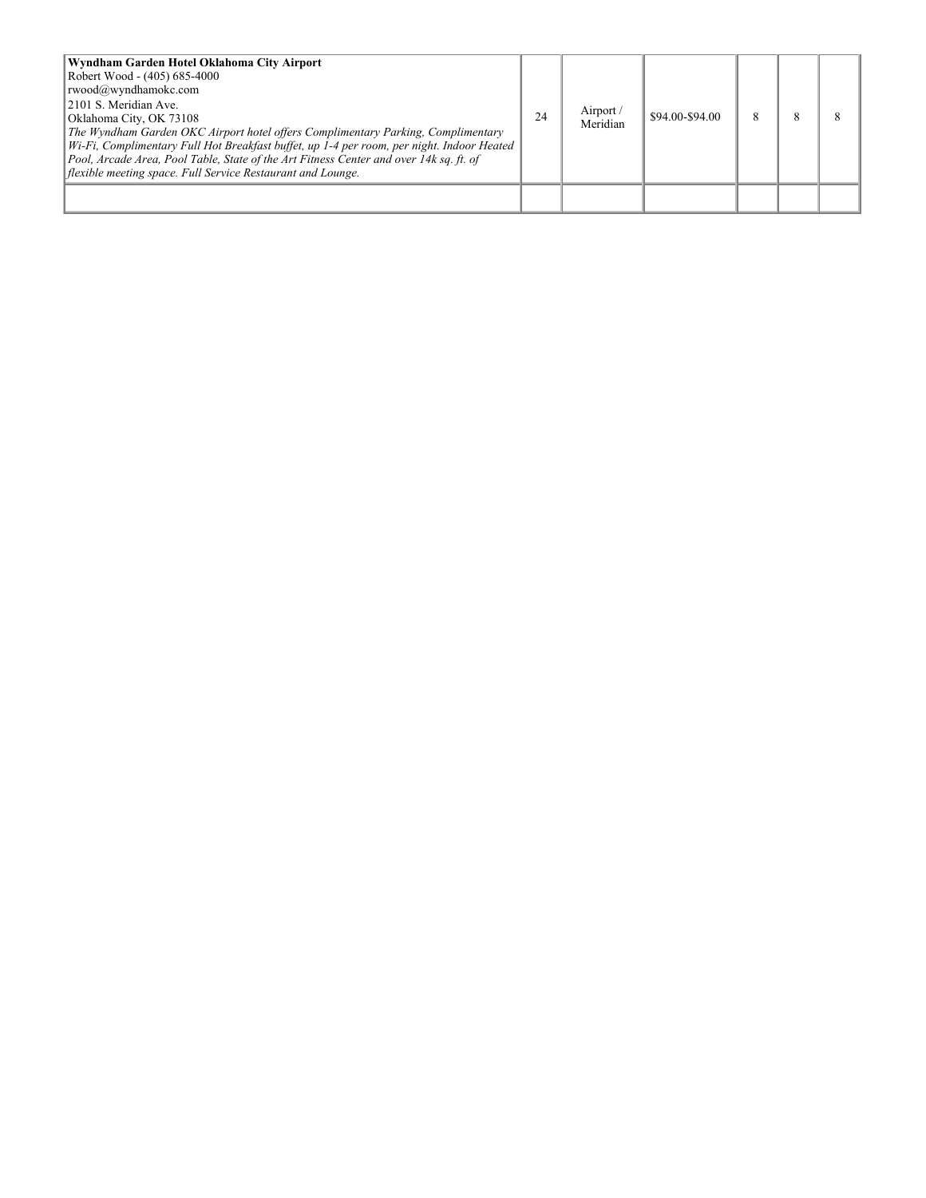| | | | | | | |
|---|---|---|---|---|---|---|
| **Wyndham Garden Hotel Oklahoma City Airport**<br>Robert Wood - (405) 685-4000<br>rwood@wyndhamokc.com<br>2101 S. Meridian Ave.<br>Oklahoma City, OK 73108<br>*The Wyndham Garden OKC Airport hotel offers Complimentary Parking, Complimentary Wi-Fi, Complimentary Full Hot Breakfast buffet, up 1-4 per room, per night. Indoor Heated Pool, Arcade Area, Pool Table, State of the Art Fitness Center and over 14k sq. ft. of flexible meeting space. Full Service Restaurant and Lounge.* | 24 | Airport / Meridian | $94.00-$94.00 | 8 | 8 | 8 |
| | | | | | | |